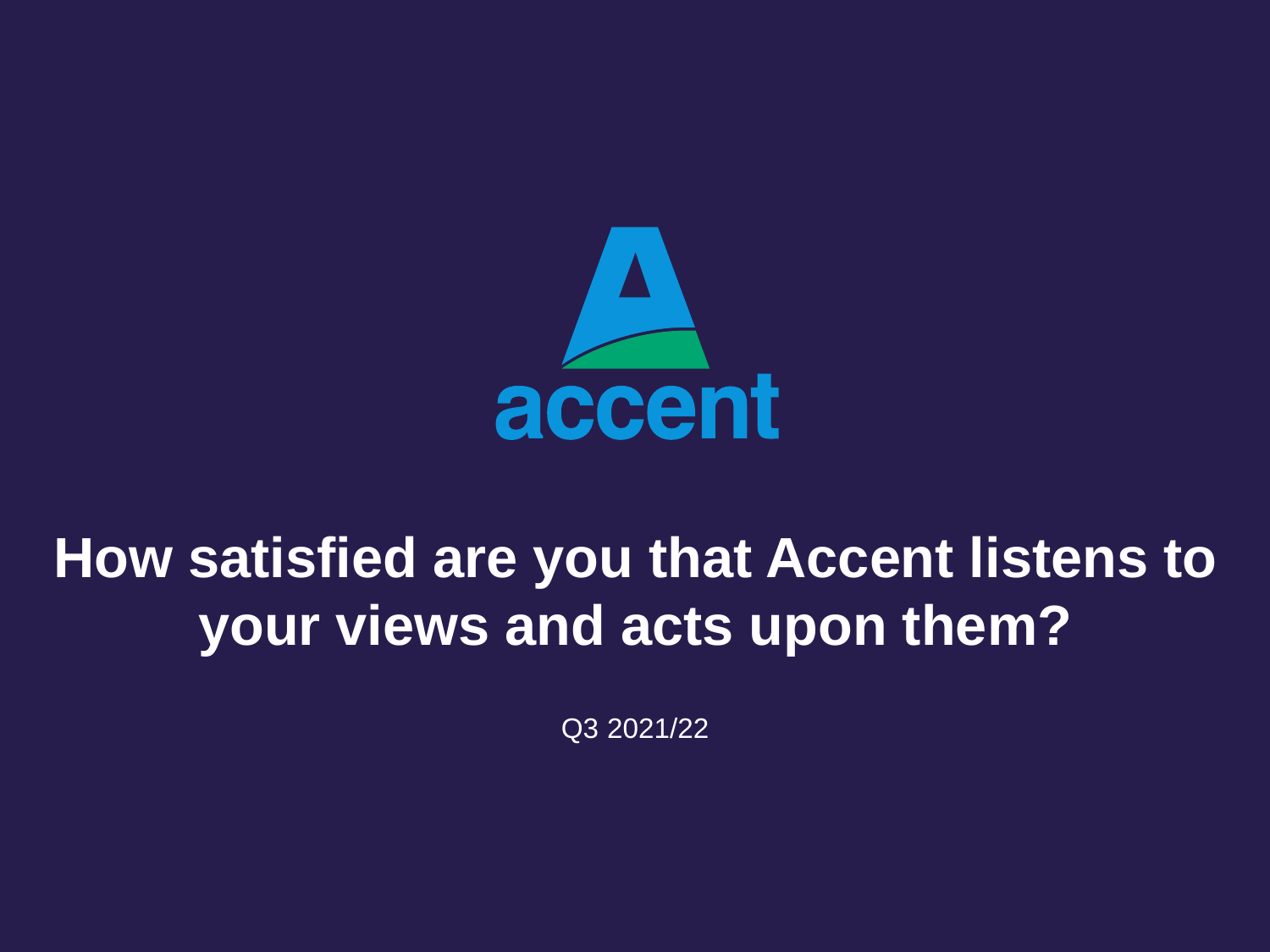accent

# How satisfied are you that Accent listens to your views and acts upon them?

Q3 2021/22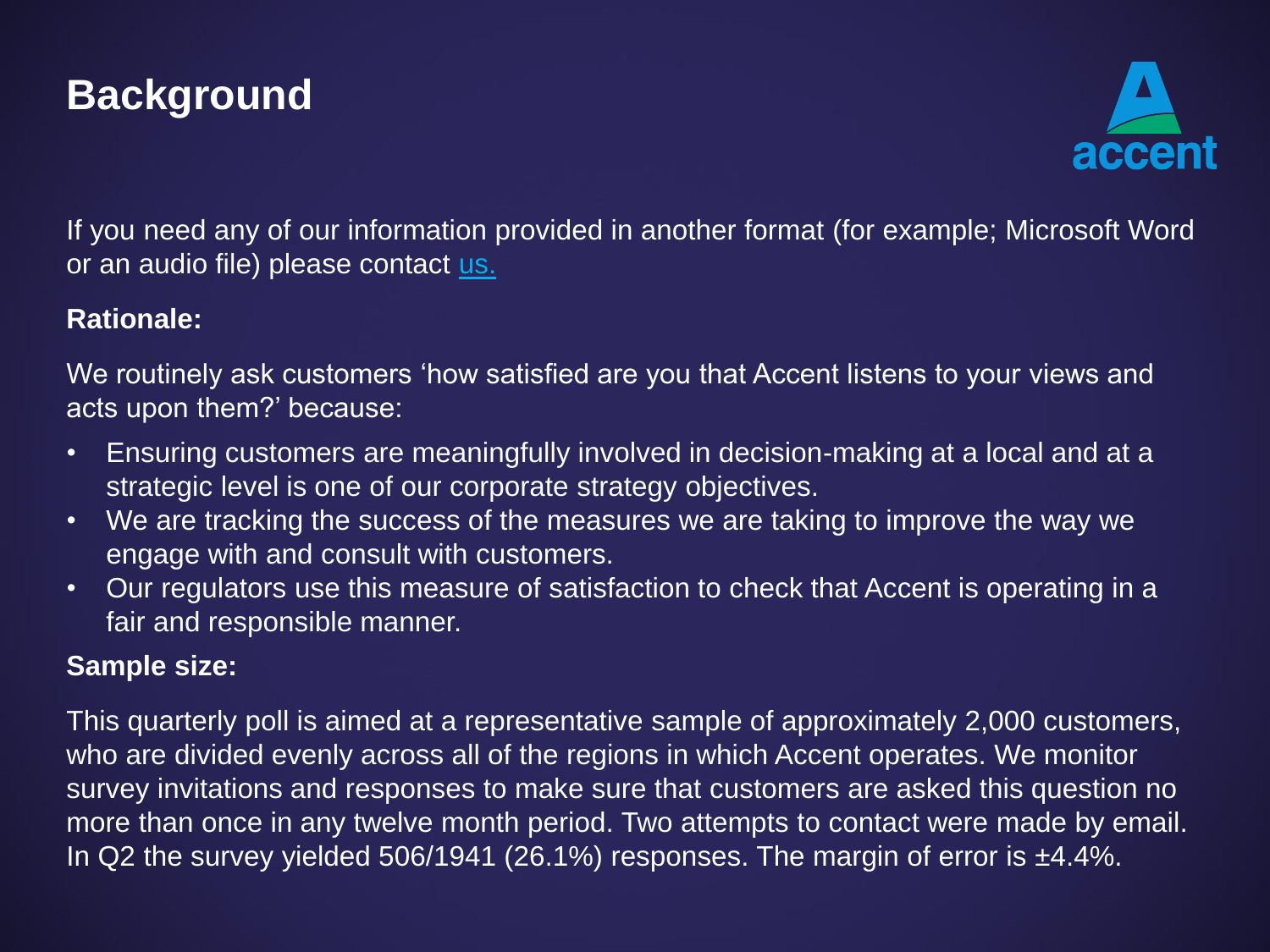# Background

If you need any of our information provided in another format (for example; Microsoft Word or an audio file) please contact [us.]

**Rationale:**

We routinely ask customers 'how satisfied are you that Accent listens to your views and acts upon them?' because:

- Ensuring customers are meaningfully involved in decision-making at a local and at a strategic level is one of our corporate strategy objectives.
- We are tracking the success of the measures we are taking to improve the way we engage with and consult with customers.
- Our regulators use this measure of satisfaction to check that Accent is operating in a fair and responsible manner.

**Sample size:**

This quarterly poll is aimed at a representative sample of approximately 2,000 customers, who are divided evenly across all of the regions in which Accent operates. We monitor survey invitations and responses to make sure that customers are asked this question no more than once in any twelve month period. Two attempts to contact were made by email. In Q2 the survey yielded 506/1941 (26.1%) responses. The margin of error is ±4.4%.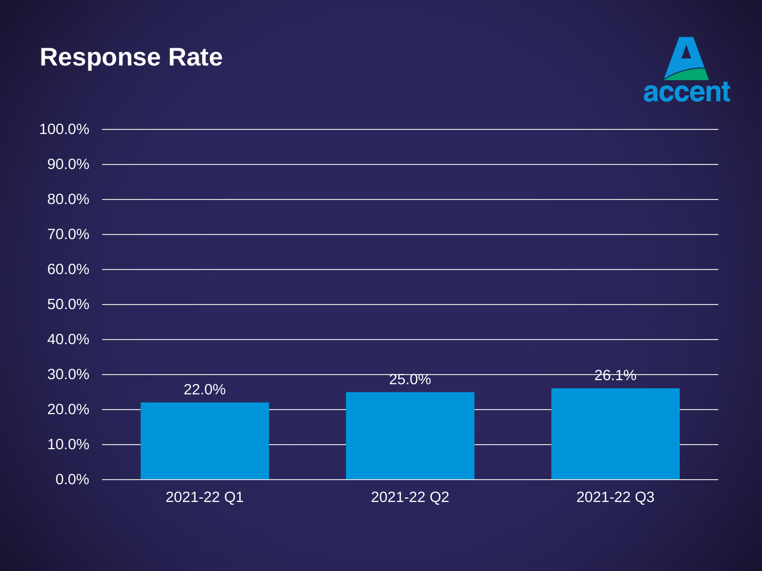# Response Rate

| | Response Rate |
|---|---|
| 2021-22 Q1 | 22.0% |
| 2021-22 Q2 | 25.0% |
| 2021-22 Q3 | 26.1% |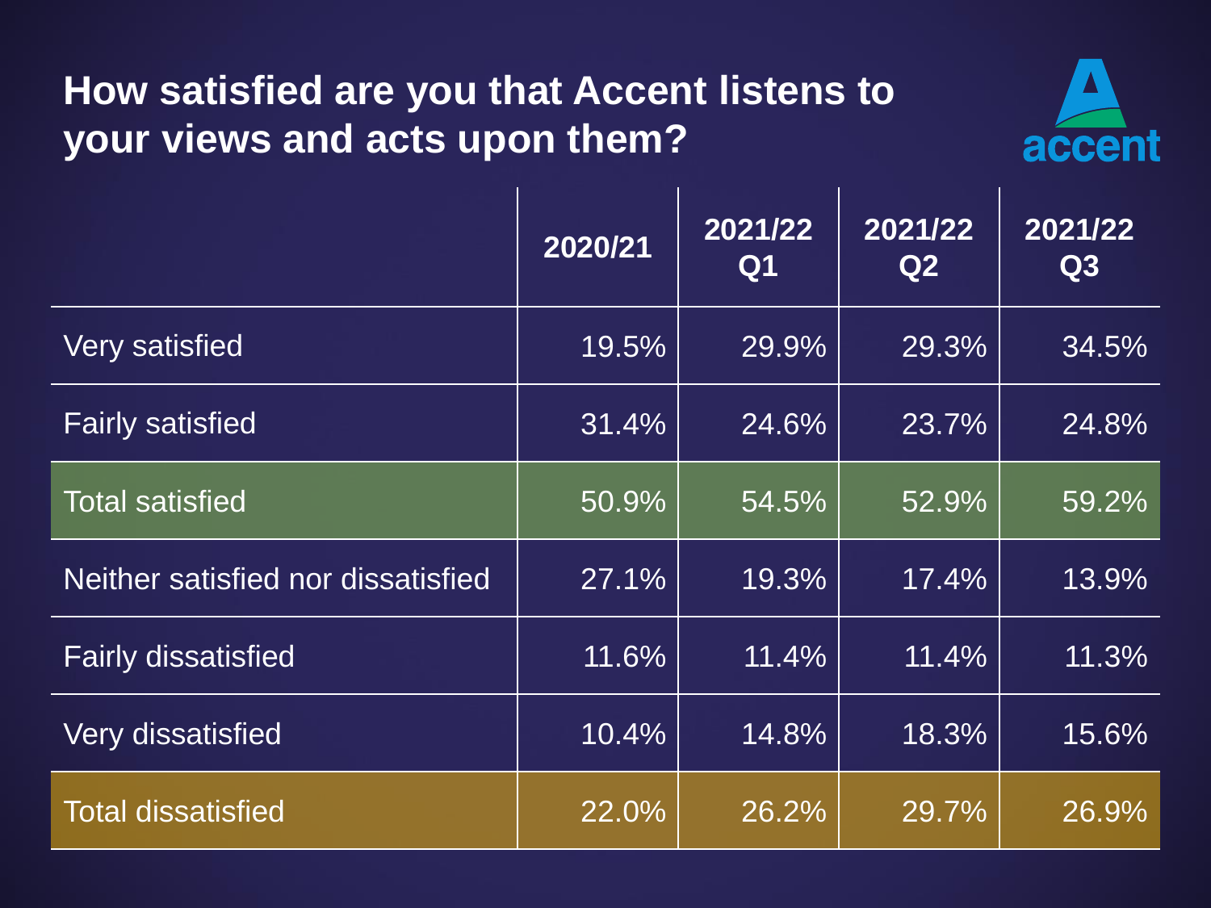## How satisfied are you that Accent listens to your views and acts upon them?

accent

| | 2020/21 | 2021/22 Q1 | 2021/22 Q2 | 2021/22 Q3 |
|---|---|---|---|---|
| Very satisfied | 19.5% | 29.9% | 29.3% | 34.5% |
| Fairly satisfied | 31.4% | 24.6% | 23.7% | 24.8% |
| Total satisfied | 50.9% | 54.5% | 52.9% | 59.2% |
| Neither satisfied nor dissatisfied | 27.1% | 19.3% | 17.4% | 13.9% |
| Fairly dissatisfied | 11.6% | 11.4% | 11.4% | 11.3% |
| Very dissatisfied | 10.4% | 14.8% | 18.3% | 15.6% |
| Total dissatisfied | 22.0% | 26.2% | 29.7% | 26.9% |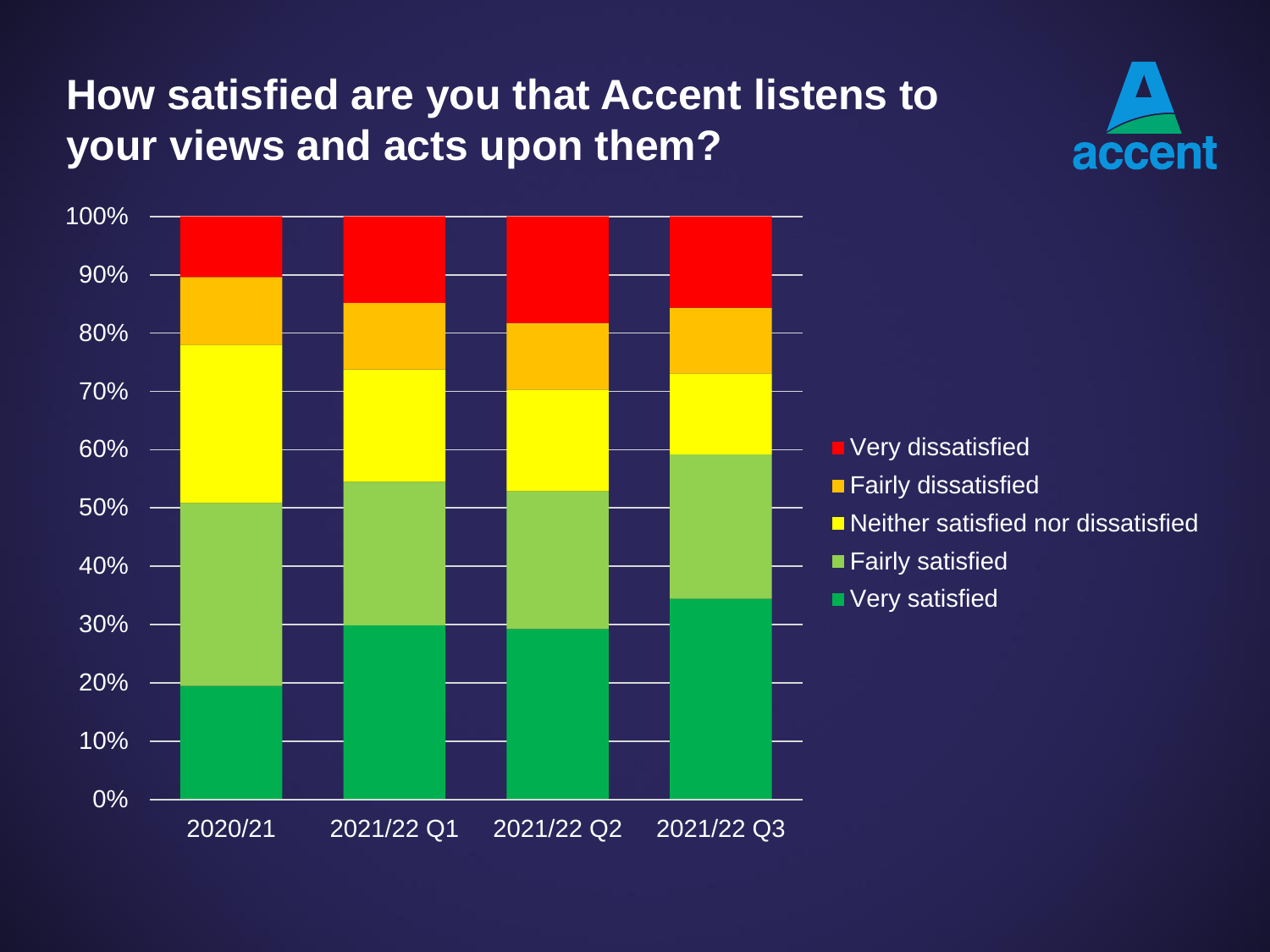# How satisfied are you that Accent listens to your views and acts upon them?

accent

100%
90%
80%
70%
60%
50%
40%
30%
20%
10%
0%

2020/21 2021/22 Q1 2021/22 Q2 2021/22 Q3

- Very dissatisfied
- Fairly dissatisfied
- Neither satisfied nor dissatisfied
- Fairly satisfied
- Very satisfied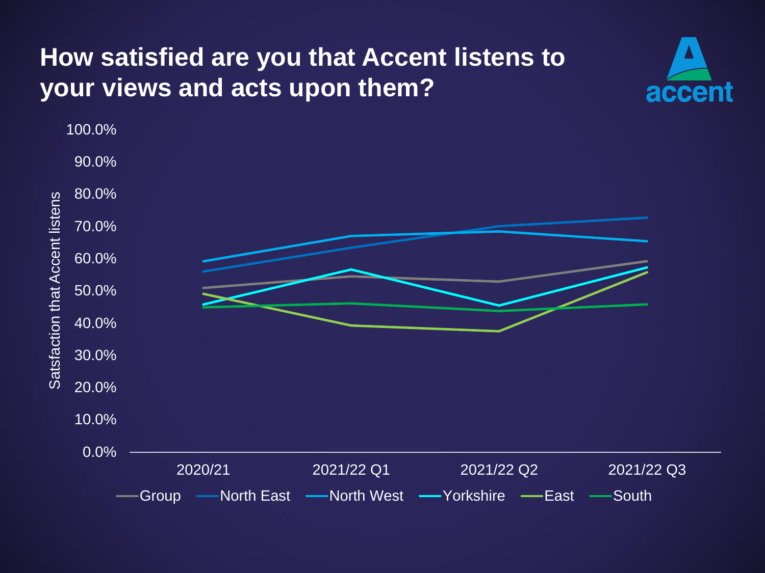# How satisfied are you that Accent listens to your views and acts upon them?

accent

Satsfaction that Accent listens

100.0%
90.0%
80.0%
70.0%
60.0%
50.0%
40.0%
30.0%
20.0%
10.0%
0.0%

2020/21 | 2021/22 Q1 | 2021/22 Q2 | 2021/22 Q3

Group | North East | North West | Yorkshire | East | South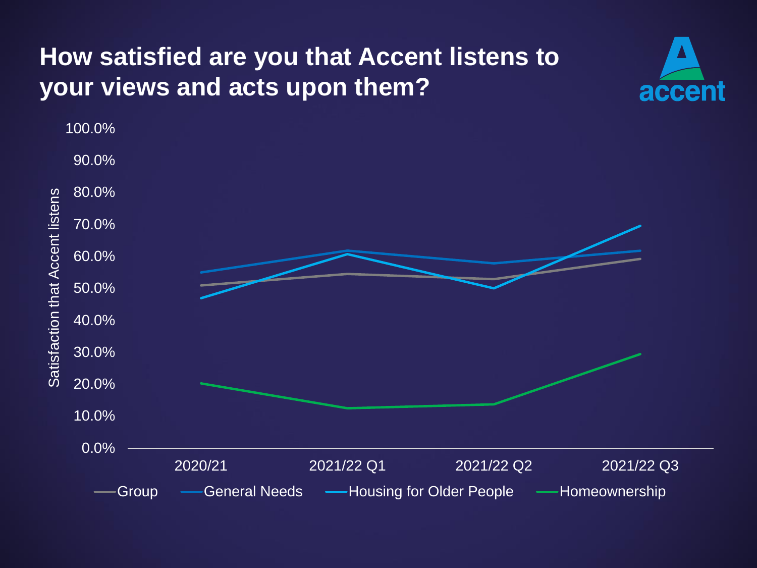# How satisfied are you that Accent listens to your views and acts upon them?

accent

Satisfaction that Accent listens

100.0%
90.0%
80.0%
70.0%
60.0%
50.0%
40.0%
30.0%
20.0%
10.0%
0.0%

2020/21 | 2021/22 Q1 | 2021/22 Q2 | 2021/22 Q3

Group | General Needs | Housing for Older People | Homeownership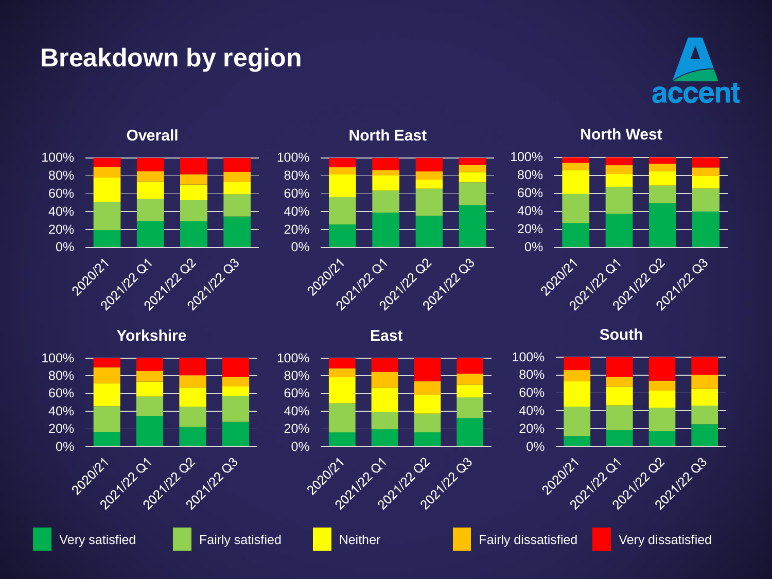# Breakdown by region

### Overall

### North East

### North West

### Yorkshire

### East

### South

Categories: 2020/21, 2021/22 Q1, 2021/22 Q2, 2021/22 Q3

Very satisfied | Fairly satisfied | Neither | Fairly dissatisfied | Very dissatisfied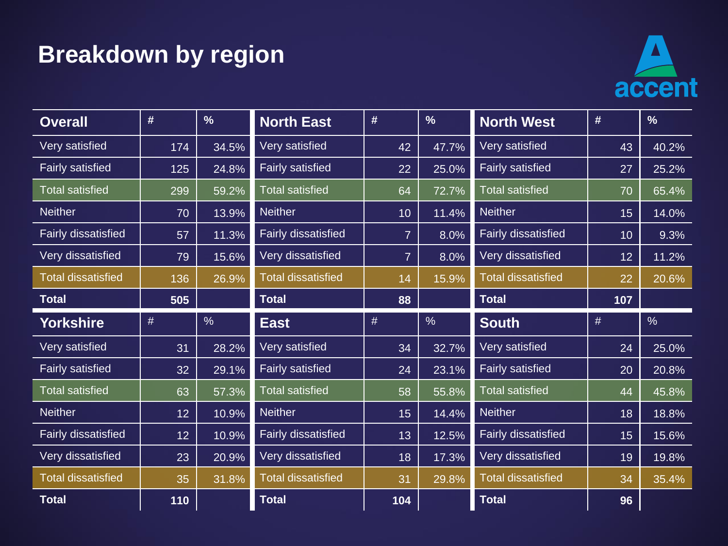# Breakdown by region

| Overall | # | % |
|---|---|---|
| Very satisfied | 174 | 34.5% |
| Fairly satisfied | 125 | 24.8% |
| Total satisfied | 299 | 59.2% |
| Neither | 70 | 13.9% |
| Fairly dissatisfied | 57 | 11.3% |
| Very dissatisfied | 79 | 15.6% |
| Total dissatisfied | 136 | 26.9% |
| **Total** | **505** | |

| North East | # | % |
|---|---|---|
| Very satisfied | 42 | 47.7% |
| Fairly satisfied | 22 | 25.0% |
| Total satisfied | 64 | 72.7% |
| Neither | 10 | 11.4% |
| Fairly dissatisfied | 7 | 8.0% |
| Very dissatisfied | 7 | 8.0% |
| Total dissatisfied | 14 | 15.9% |
| **Total** | **88** | |

| North West | # | % |
|---|---|---|
| Very satisfied | 43 | 40.2% |
| Fairly satisfied | 27 | 25.2% |
| Total satisfied | 70 | 65.4% |
| Neither | 15 | 14.0% |
| Fairly dissatisfied | 10 | 9.3% |
| Very dissatisfied | 12 | 11.2% |
| Total dissatisfied | 22 | 20.6% |
| **Total** | **107** | |

| Yorkshire | # | % |
|---|---|---|
| Very satisfied | 31 | 28.2% |
| Fairly satisfied | 32 | 29.1% |
| Total satisfied | 63 | 57.3% |
| Neither | 12 | 10.9% |
| Fairly dissatisfied | 12 | 10.9% |
| Very dissatisfied | 23 | 20.9% |
| Total dissatisfied | 35 | 31.8% |
| **Total** | **110** | |

| East | # | % |
|---|---|---|
| Very satisfied | 34 | 32.7% |
| Fairly satisfied | 24 | 23.1% |
| Total satisfied | 58 | 55.8% |
| Neither | 15 | 14.4% |
| Fairly dissatisfied | 13 | 12.5% |
| Very dissatisfied | 18 | 17.3% |
| Total dissatisfied | 31 | 29.8% |
| **Total** | **104** | |

| South | # | % |
|---|---|---|
| Very satisfied | 24 | 25.0% |
| Fairly satisfied | 20 | 20.8% |
| Total satisfied | 44 | 45.8% |
| Neither | 18 | 18.8% |
| Fairly dissatisfied | 15 | 15.6% |
| Very dissatisfied | 19 | 19.8% |
| Total dissatisfied | 34 | 35.4% |
| **Total** | **96** | |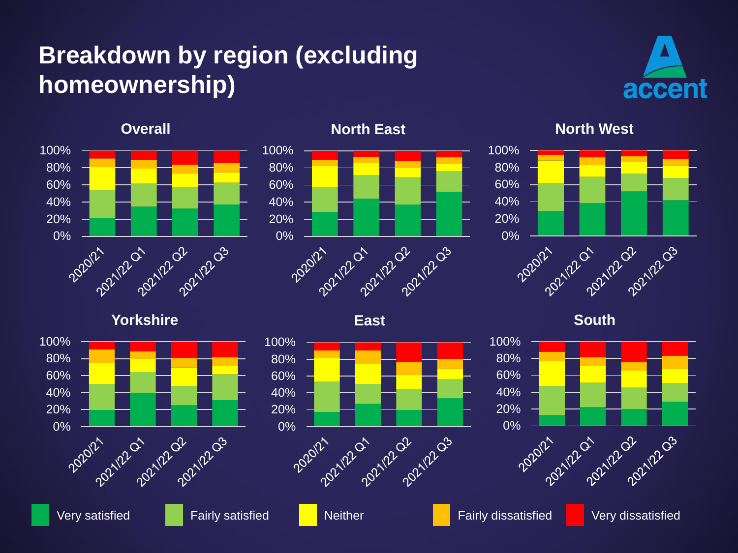# Breakdown by region (excluding homeownership)

accent

### Overall

### North East

### North West

### Yorkshire

### East

### South

Axis labels: 0%, 20%, 40%, 60%, 80%, 100%

Categories: 2020/21, 2021/22 Q1, 2021/22 Q2, 2021/22 Q3

Very satisfied | Fairly satisfied | Neither | Fairly dissatisfied | Very dissatisfied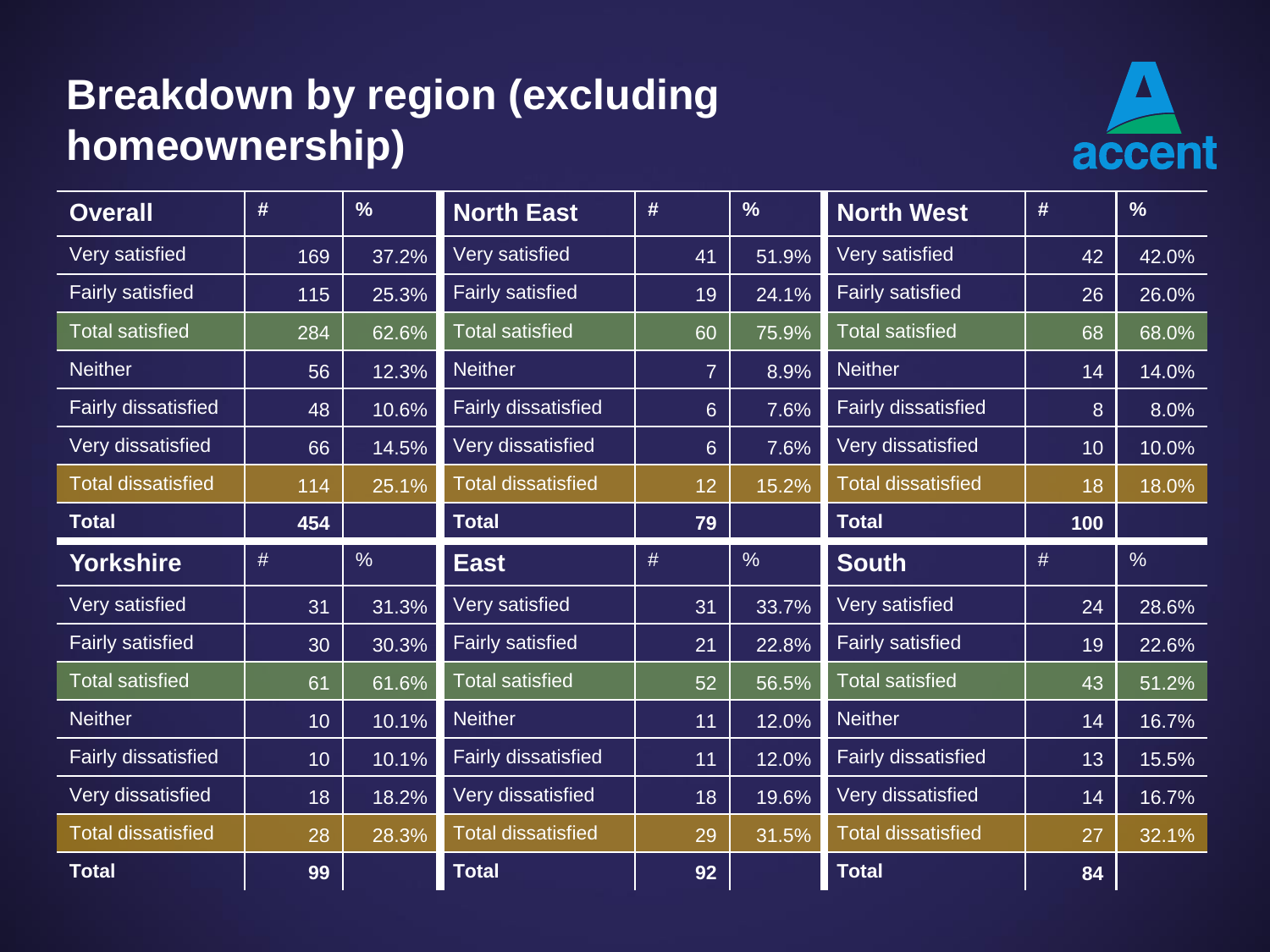# Breakdown by region (excluding homeownership)

| Overall | # | % |
|---|---|---|
| Very satisfied | 169 | 37.2% |
| Fairly satisfied | 115 | 25.3% |
| Total satisfied | 284 | 62.6% |
| Neither | 56 | 12.3% |
| Fairly dissatisfied | 48 | 10.6% |
| Very dissatisfied | 66 | 14.5% |
| Total dissatisfied | 114 | 25.1% |
| **Total** | **454** | |

| North East | # | % |
|---|---|---|
| Very satisfied | 41 | 51.9% |
| Fairly satisfied | 19 | 24.1% |
| Total satisfied | 60 | 75.9% |
| Neither | 7 | 8.9% |
| Fairly dissatisfied | 6 | 7.6% |
| Very dissatisfied | 6 | 7.6% |
| Total dissatisfied | 12 | 15.2% |
| **Total** | **79** | |

| North West | # | % |
|---|---|---|
| Very satisfied | 42 | 42.0% |
| Fairly satisfied | 26 | 26.0% |
| Total satisfied | 68 | 68.0% |
| Neither | 14 | 14.0% |
| Fairly dissatisfied | 8 | 8.0% |
| Very dissatisfied | 10 | 10.0% |
| Total dissatisfied | 18 | 18.0% |
| **Total** | **100** | |

| Yorkshire | # | % |
|---|---|---|
| Very satisfied | 31 | 31.3% |
| Fairly satisfied | 30 | 30.3% |
| Total satisfied | 61 | 61.6% |
| Neither | 10 | 10.1% |
| Fairly dissatisfied | 10 | 10.1% |
| Very dissatisfied | 18 | 18.2% |
| Total dissatisfied | 28 | 28.3% |
| **Total** | **99** | |

| East | # | % |
|---|---|---|
| Very satisfied | 31 | 33.7% |
| Fairly satisfied | 21 | 22.8% |
| Total satisfied | 52 | 56.5% |
| Neither | 11 | 12.0% |
| Fairly dissatisfied | 11 | 12.0% |
| Very dissatisfied | 18 | 19.6% |
| Total dissatisfied | 29 | 31.5% |
| **Total** | **92** | |

| South | # | % |
|---|---|---|
| Very satisfied | 24 | 28.6% |
| Fairly satisfied | 19 | 22.6% |
| Total satisfied | 43 | 51.2% |
| Neither | 14 | 16.7% |
| Fairly dissatisfied | 13 | 15.5% |
| Very dissatisfied | 14 | 16.7% |
| Total dissatisfied | 27 | 32.1% |
| **Total** | **84** | |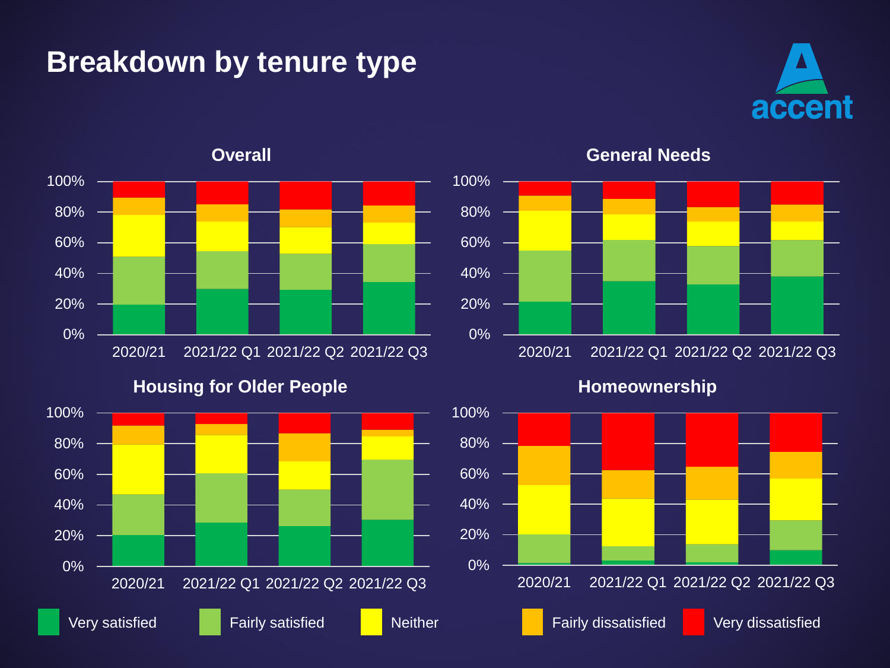# Breakdown by tenure type

accent

**Overall**

**General Needs**

**Housing for Older People**

**Homeownership**

Very satisfied | Fairly satisfied | Neither | Fairly dissatisfied | Very dissatisfied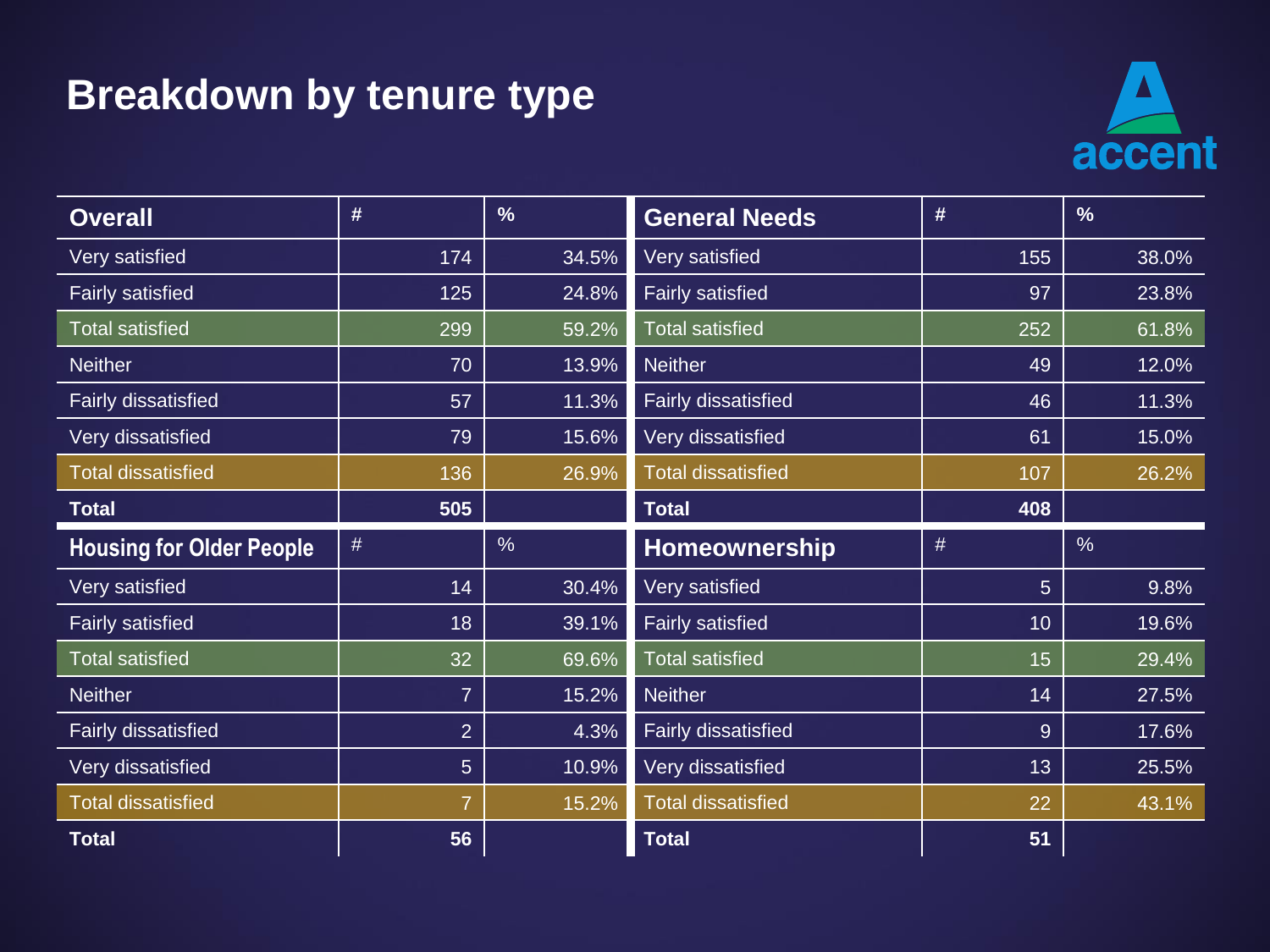# Breakdown by tenure type

| Overall | # | % |
|---|---|---|
| Very satisfied | 174 | 34.5% |
| Fairly satisfied | 125 | 24.8% |
| Total satisfied | 299 | 59.2% |
| Neither | 70 | 13.9% |
| Fairly dissatisfied | 57 | 11.3% |
| Very dissatisfied | 79 | 15.6% |
| Total dissatisfied | 136 | 26.9% |
| **Total** | **505** | |

| General Needs | # | % |
|---|---|---|
| Very satisfied | 155 | 38.0% |
| Fairly satisfied | 97 | 23.8% |
| Total satisfied | 252 | 61.8% |
| Neither | 49 | 12.0% |
| Fairly dissatisfied | 46 | 11.3% |
| Very dissatisfied | 61 | 15.0% |
| Total dissatisfied | 107 | 26.2% |
| **Total** | **408** | |

| Housing for Older People | # | % |
|---|---|---|
| Very satisfied | 14 | 30.4% |
| Fairly satisfied | 18 | 39.1% |
| Total satisfied | 32 | 69.6% |
| Neither | 7 | 15.2% |
| Fairly dissatisfied | 2 | 4.3% |
| Very dissatisfied | 5 | 10.9% |
| Total dissatisfied | 7 | 15.2% |
| **Total** | **56** | |

| Homeownership | # | % |
|---|---|---|
| Very satisfied | 5 | 9.8% |
| Fairly satisfied | 10 | 19.6% |
| Total satisfied | 15 | 29.4% |
| Neither | 14 | 27.5% |
| Fairly dissatisfied | 9 | 17.6% |
| Very dissatisfied | 13 | 25.5% |
| Total dissatisfied | 22 | 43.1% |
| **Total** | **51** | |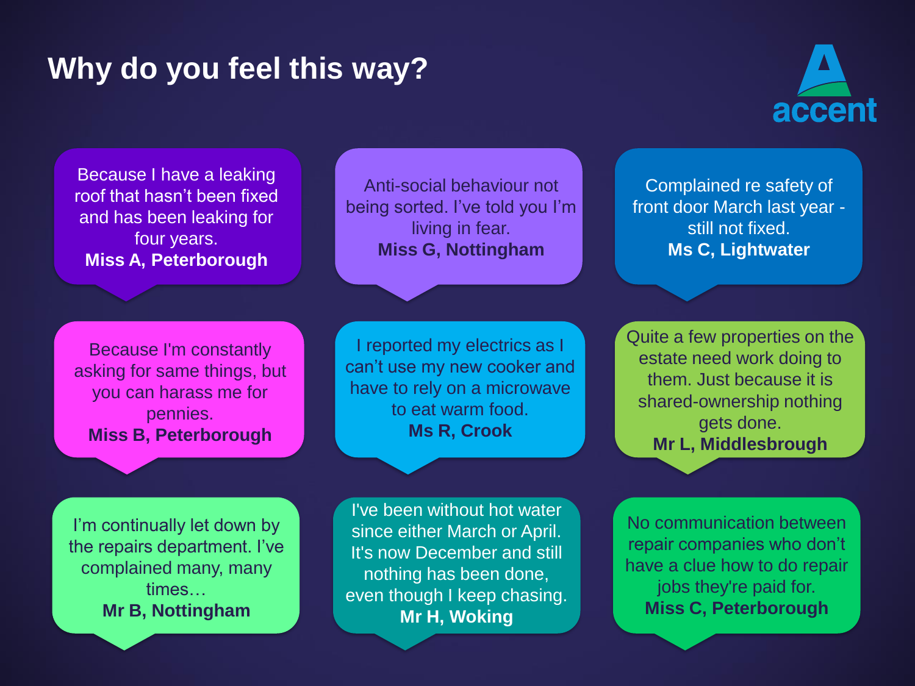# Why do you feel this way?

accent

Because I have a leaking roof that hasn't been fixed and has been leaking for four years.
**Miss A, Peterborough**

Anti-social behaviour not being sorted. I've told you I'm living in fear.
**Miss G, Nottingham**

Complained re safety of front door March last year - still not fixed.
**Ms C, Lightwater**

Because I'm constantly asking for same things, but you can harass me for pennies.
**Miss B, Peterborough**

I reported my electrics as I can't use my new cooker and have to rely on a microwave to eat warm food.
**Ms R, Crook**

Quite a few properties on the estate need work doing to them. Just because it is shared-ownership nothing gets done.
**Mr L, Middlesbrough**

I'm continually let down by the repairs department. I've complained many, many times…
**Mr B, Nottingham**

I've been without hot water since either March or April. It's now December and still nothing has been done, even though I keep chasing.
**Mr H, Woking**

No communication between repair companies who don't have a clue how to do repair jobs they're paid for.
**Miss C, Peterborough**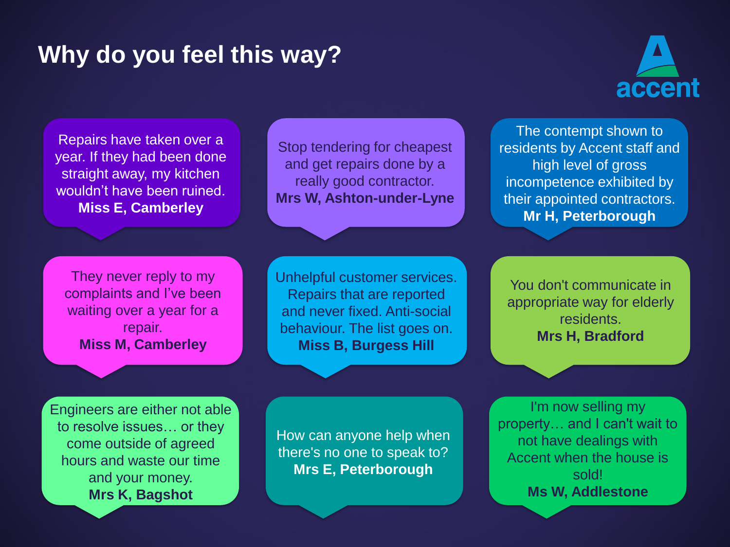# Why do you feel this way?

accent

Repairs have taken over a year. If they had been done straight away, my kitchen wouldn't have been ruined.
**Miss E, Camberley**

Stop tendering for cheapest and get repairs done by a really good contractor.
**Mrs W, Ashton-under-Lyne**

The contempt shown to residents by Accent staff and high level of gross incompetence exhibited by their appointed contractors.
**Mr H, Peterborough**

They never reply to my complaints and I've been waiting over a year for a repair.
**Miss M, Camberley**

Unhelpful customer services. Repairs that are reported and never fixed. Anti-social behaviour. The list goes on.
**Miss B, Burgess Hill**

You don't communicate in appropriate way for elderly residents.
**Mrs H, Bradford**

Engineers are either not able to resolve issues… or they come outside of agreed hours and waste our time and your money.
**Mrs K, Bagshot**

How can anyone help when there's no one to speak to?
**Mrs E, Peterborough**

I'm now selling my property… and I can't wait to not have dealings with Accent when the house is sold!
**Ms W, Addlestone**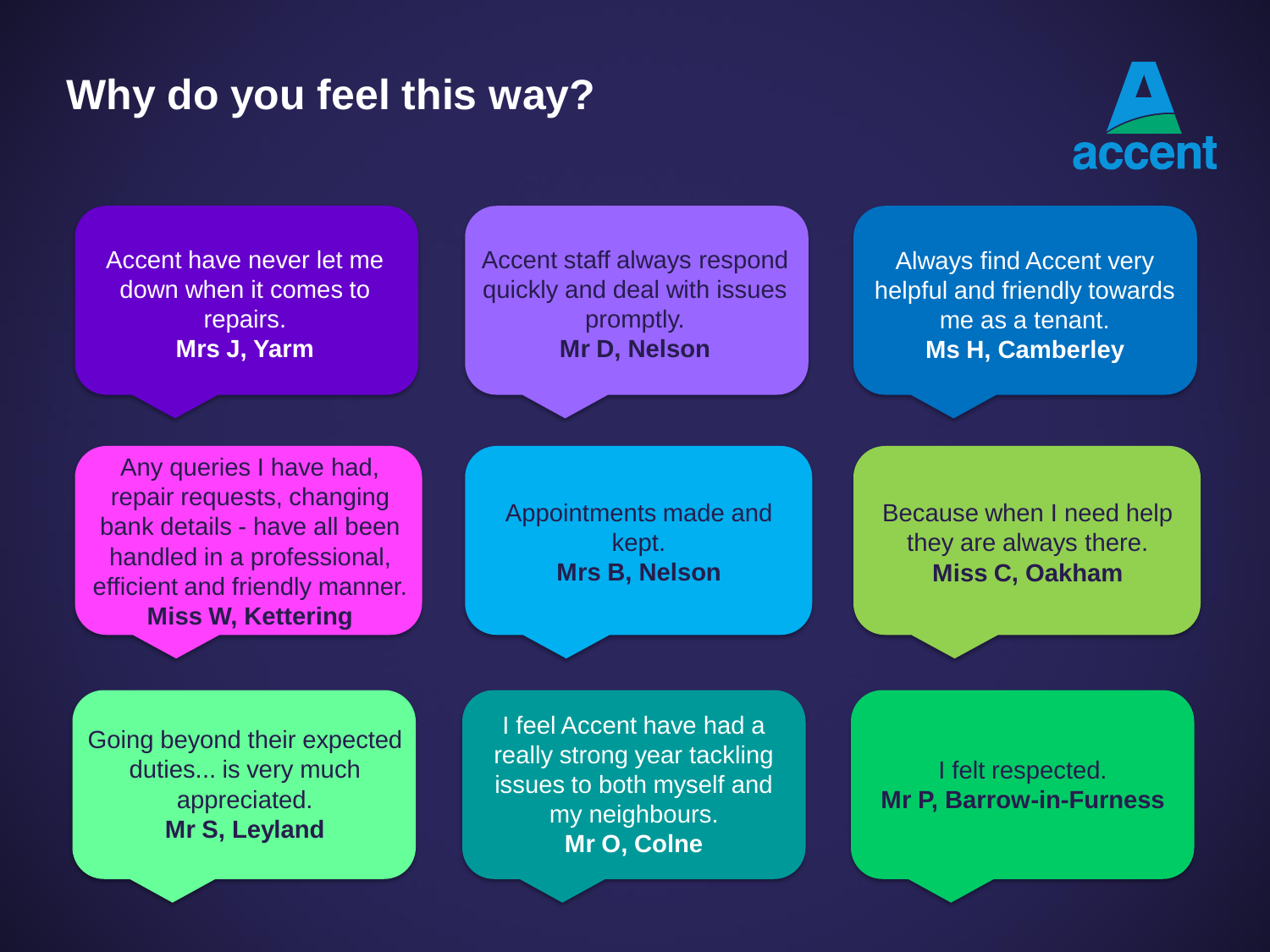# Why do you feel this way?

accent

Accent have never let me down when it comes to repairs.
**Mrs J, Yarm**

Accent staff always respond quickly and deal with issues promptly.
**Mr D, Nelson**

Always find Accent very helpful and friendly towards me as a tenant.
**Ms H, Camberley**

Any queries I have had, repair requests, changing bank details - have all been handled in a professional, efficient and friendly manner.
**Miss W, Kettering**

Appointments made and kept.
**Mrs B, Nelson**

Because when I need help they are always there.
**Miss C, Oakham**

Going beyond their expected duties... is very much appreciated.
**Mr S, Leyland**

I feel Accent have had a really strong year tackling issues to both myself and my neighbours.
**Mr O, Colne**

I felt respected.
**Mr P, Barrow-in-Furness**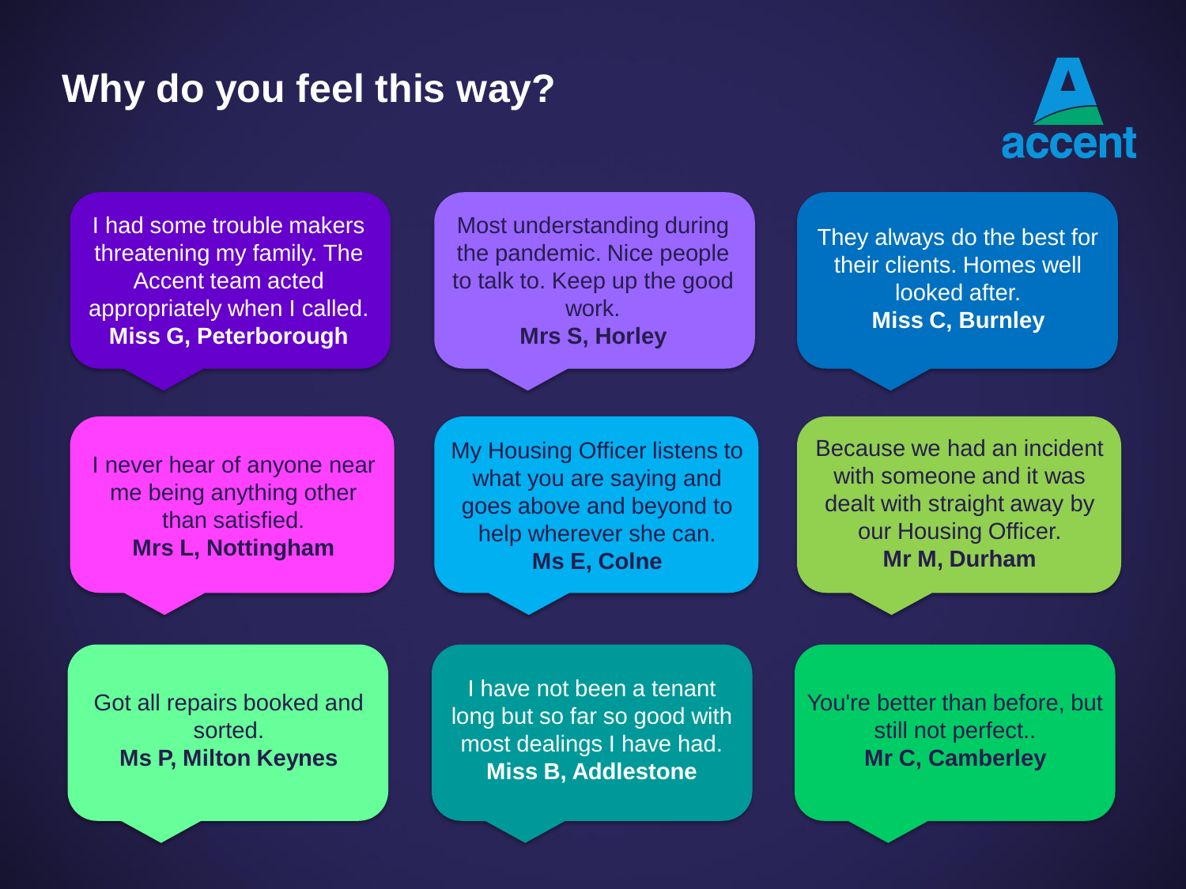# Why do you feel this way?

accent

I had some trouble makers threatening my family. The Accent team acted appropriately when I called.
**Miss G, Peterborough**

Most understanding during the pandemic. Nice people to talk to. Keep up the good work.
**Mrs S, Horley**

They always do the best for their clients. Homes well looked after.
**Miss C, Burnley**

I never hear of anyone near me being anything other than satisfied.
**Mrs L, Nottingham**

My Housing Officer listens to what you are saying and goes above and beyond to help wherever she can.
**Ms E, Colne**

Because we had an incident with someone and it was dealt with straight away by our Housing Officer.
**Mr M, Durham**

Got all repairs booked and sorted.
**Ms P, Milton Keynes**

I have not been a tenant long but so far so good with most dealings I have had.
**Miss B, Addlestone**

You're better than before, but still not perfect..
**Mr C, Camberley**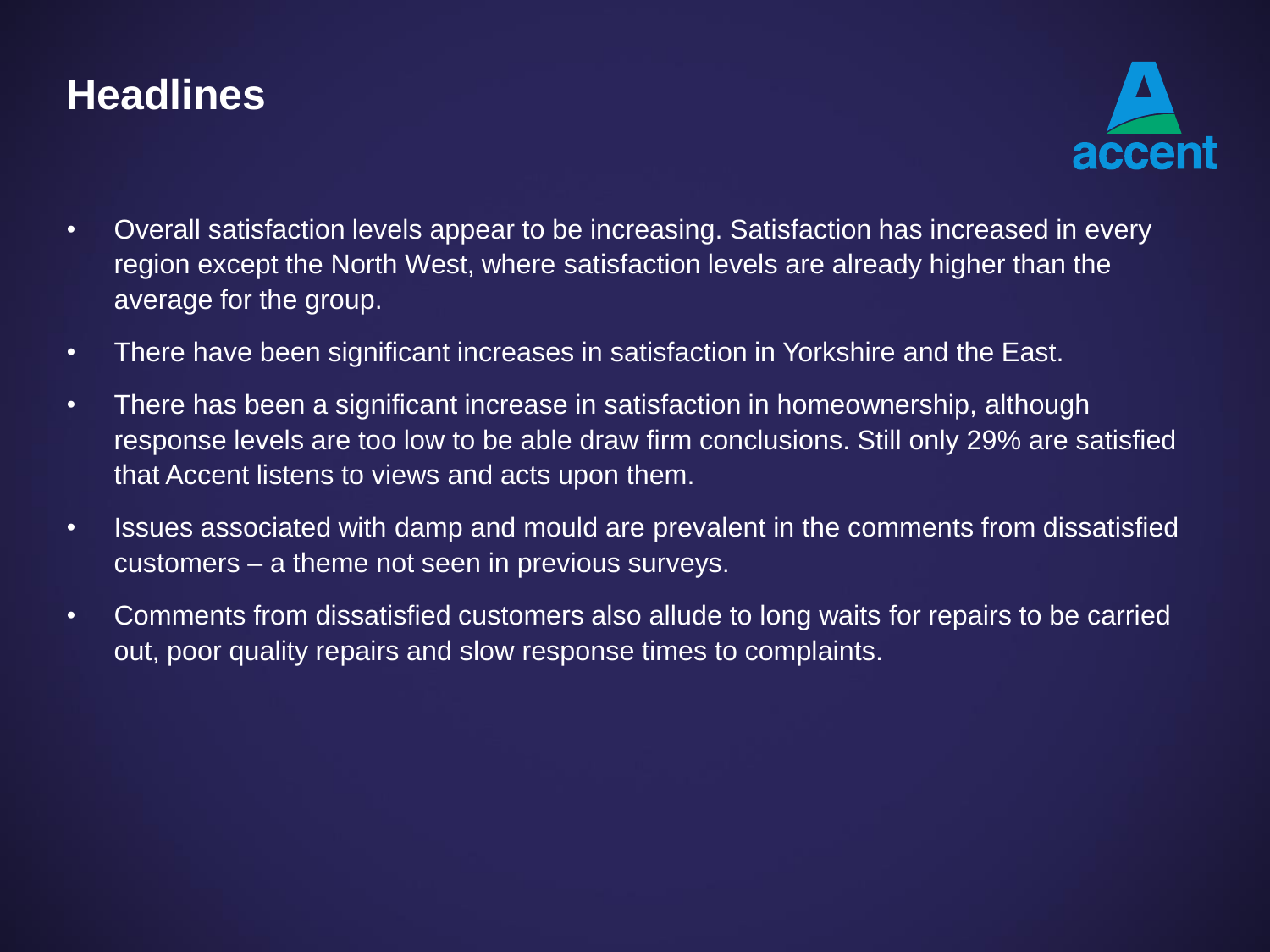# Headlines

- Overall satisfaction levels appear to be increasing. Satisfaction has increased in every region except the North West, where satisfaction levels are already higher than the average for the group.
- There have been significant increases in satisfaction in Yorkshire and the East.
- There has been a significant increase in satisfaction in homeownership, although response levels are too low to be able draw firm conclusions. Still only 29% are satisfied that Accent listens to views and acts upon them.
- Issues associated with damp and mould are prevalent in the comments from dissatisfied customers – a theme not seen in previous surveys.
- Comments from dissatisfied customers also allude to long waits for repairs to be carried out, poor quality repairs and slow response times to complaints.